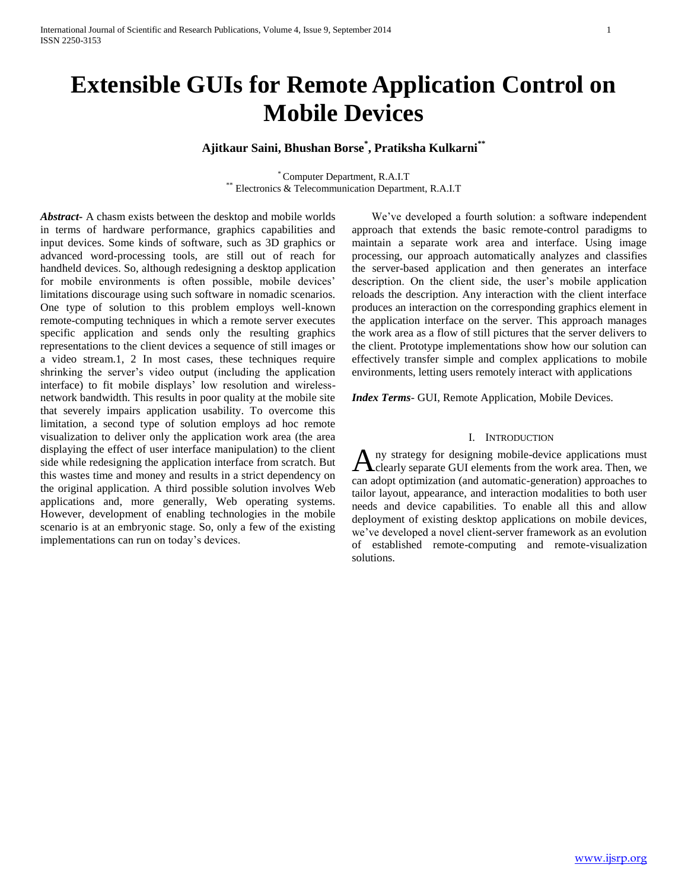# Extensible GUIs for Remote Application Control on Mobile Devices

**Ajitkaur Saini, Bhushan Borse[*], Pratiksha Kulkarni[**]**

[*] Computer Department, R.A.I.T
[**] Electronics & Telecommunication Department, R.A.I.T

***Abstract***- A chasm exists between the desktop and mobile worlds in terms of hardware performance, graphics capabilities and input devices. Some kinds of software, such as 3D graphics or advanced word-processing tools, are still out of reach for handheld devices. So, although redesigning a desktop application for mobile environments is often possible, mobile devices' limitations discourage using such software in nomadic scenarios. One type of solution to this problem employs well-known remote-computing techniques in which a remote server executes specific application and sends only the resulting graphics representations to the client devices a sequence of still images or a video stream.1, 2 In most cases, these techniques require shrinking the server's video output (including the application interface) to fit mobile displays' low resolution and wireless-network bandwidth. This results in poor quality at the mobile site that severely impairs application usability. To overcome this limitation, a second type of solution employs ad hoc remote visualization to deliver only the application work area (the area displaying the effect of user interface manipulation) to the client side while redesigning the application interface from scratch. But this wastes time and money and results in a strict dependency on the original application. A third possible solution involves Web applications and, more generally, Web operating systems. However, development of enabling technologies in the mobile scenario is at an embryonic stage. So, only a few of the existing implementations can run on today's devices.

We've developed a fourth solution: a software independent approach that extends the basic remote-control paradigms to maintain a separate work area and interface. Using image processing, our approach automatically analyzes and classifies the server-based application and then generates an interface description. On the client side, the user's mobile application reloads the description. Any interaction with the client interface produces an interaction on the corresponding graphics element in the application interface on the server. This approach manages the work area as a flow of still pictures that the server delivers to the client. Prototype implementations show how our solution can effectively transfer simple and complex applications to mobile environments, letting users remotely interact with applications

***Index Terms***- GUI, Remote Application, Mobile Devices.

## I. Introduction

Any strategy for designing mobile-device applications must clearly separate GUI elements from the work area. Then, we can adopt optimization (and automatic-generation) approaches to tailor layout, appearance, and interaction modalities to both user needs and device capabilities. To enable all this and allow deployment of existing desktop applications on mobile devices, we've developed a novel client-server framework as an evolution of established remote-computing and remote-visualization solutions.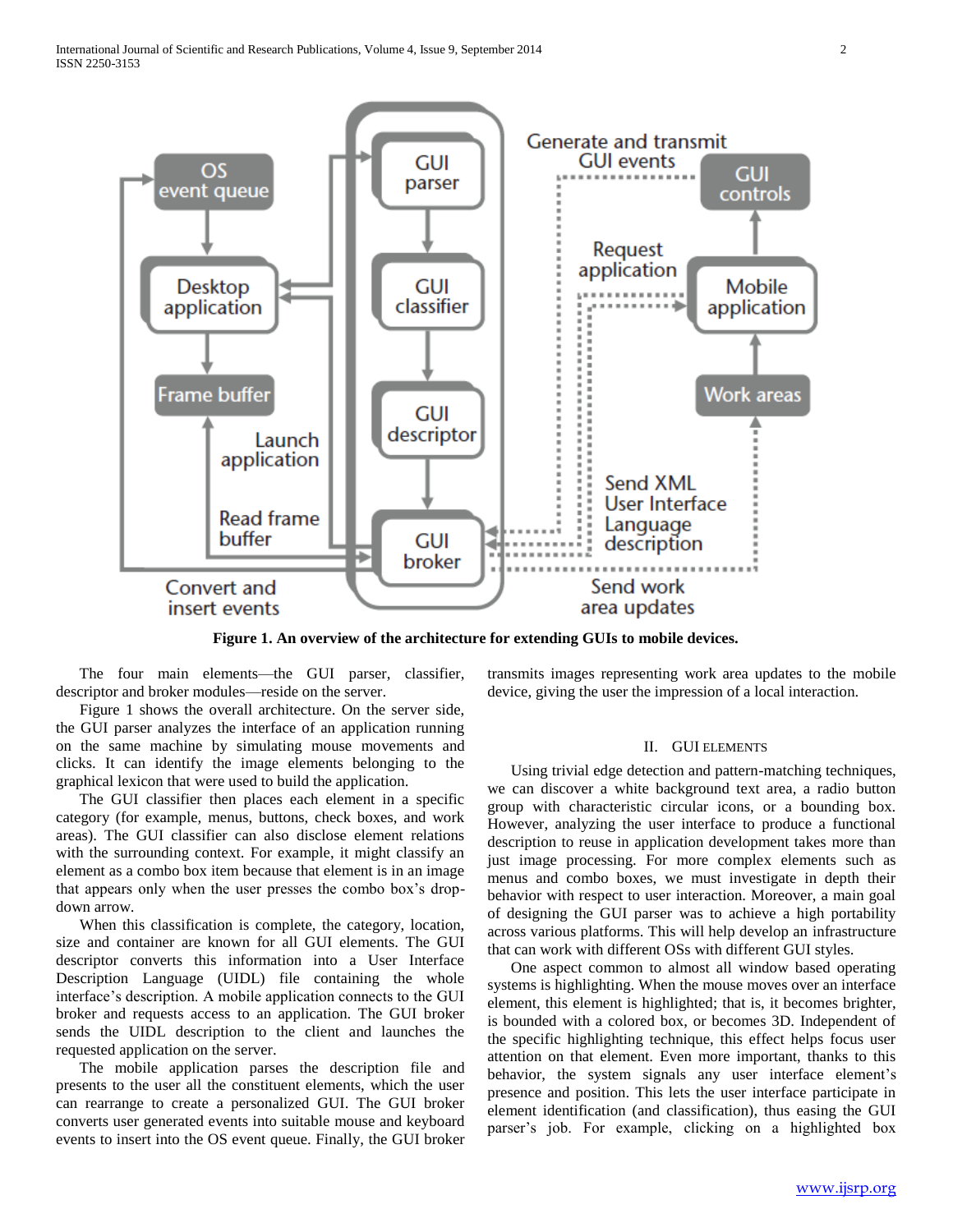Figure 1. An overview of the architecture for extending GUIs to mobile devices.

The four main elements—the GUI parser, classifier, descriptor and broker modules—reside on the server.

Figure 1 shows the overall architecture. On the server side, the GUI parser analyzes the interface of an application running on the same machine by simulating mouse movements and clicks. It can identify the image elements belonging to the graphical lexicon that were used to build the application.

The GUI classifier then places each element in a specific category (for example, menus, buttons, check boxes, and work areas). The GUI classifier can also disclose element relations with the surrounding context. For example, it might classify an element as a combo box item because that element is in an image that appears only when the user presses the combo box's drop-down arrow.

When this classification is complete, the category, location, size and container are known for all GUI elements. The GUI descriptor converts this information into a User Interface Description Language (UIDL) file containing the whole interface's description. A mobile application connects to the GUI broker and requests access to an application. The GUI broker sends the UIDL description to the client and launches the requested application on the server.

The mobile application parses the description file and presents to the user all the constituent elements, which the user can rearrange to create a personalized GUI. The GUI broker converts user generated events into suitable mouse and keyboard events to insert into the OS event queue. Finally, the GUI broker transmits images representing work area updates to the mobile device, giving the user the impression of a local interaction.

## II. GUI Elements

Using trivial edge detection and pattern-matching techniques, we can discover a white background text area, a radio button group with characteristic circular icons, or a bounding box. However, analyzing the user interface to produce a functional description to reuse in application development takes more than just image processing. For more complex elements such as menus and combo boxes, we must investigate in depth their behavior with respect to user interaction. Moreover, a main goal of designing the GUI parser was to achieve a high portability across various platforms. This will help develop an infrastructure that can work with different OSs with different GUI styles.

One aspect common to almost all window based operating systems is highlighting. When the mouse moves over an interface element, this element is highlighted; that is, it becomes brighter, is bounded with a colored box, or becomes 3D. Independent of the specific highlighting technique, this effect helps focus user attention on that element. Even more important, thanks to this behavior, the system signals any user interface element's presence and position. This lets the user interface participate in element identification (and classification), thus easing the GUI parser's job. For example, clicking on a highlighted box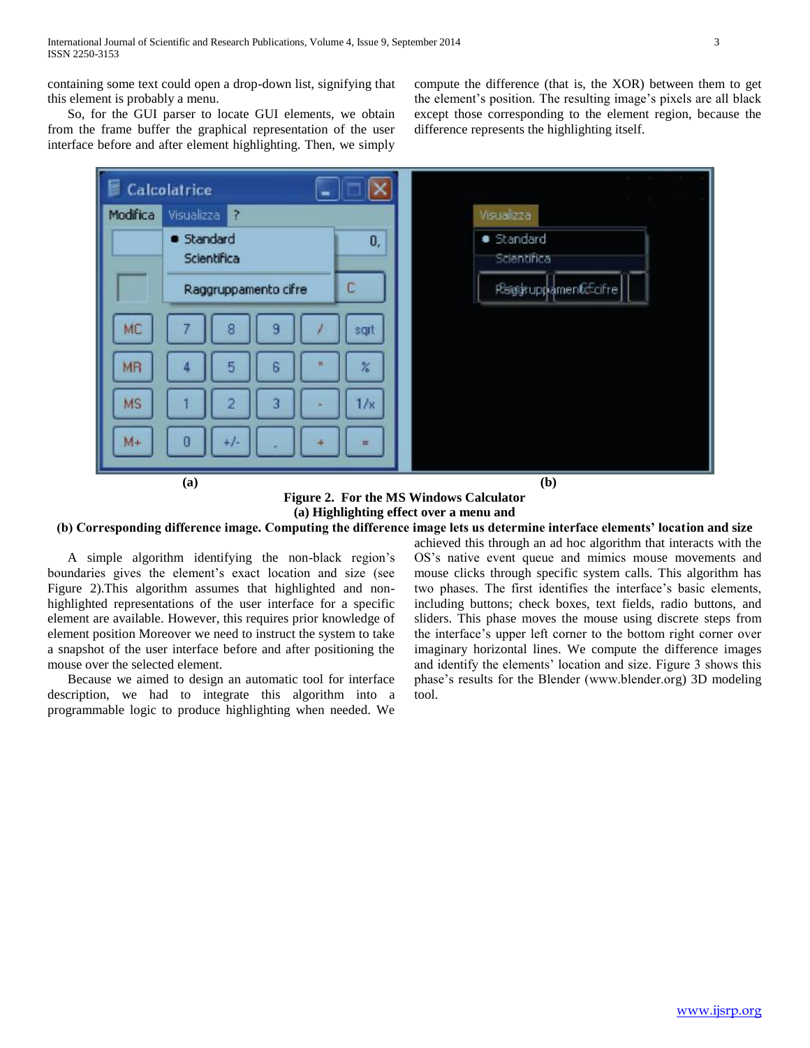containing some text could open a drop-down list, signifying that this element is probably a menu.

So, for the GUI parser to locate GUI elements, we obtain from the frame buffer the graphical representation of the user interface before and after element highlighting. Then, we simply compute the difference (that is, the XOR) between them to get the element's position. The resulting image's pixels are all black except those corresponding to the element region, because the difference represents the highlighting itself.

**Figure 2. For the MS Windows Calculator**
**(a) Highlighting effect over a menu and**
**(b) Corresponding difference image. Computing the difference image lets us determine interface elements' location and size**

A simple algorithm identifying the non-black region's boundaries gives the element's exact location and size (see Figure 2).This algorithm assumes that highlighted and non-highlighted representations of the user interface for a specific element are available. However, this requires prior knowledge of element position Moreover we need to instruct the system to take a snapshot of the user interface before and after positioning the mouse over the selected element.

Because we aimed to design an automatic tool for interface description, we had to integrate this algorithm into a programmable logic to produce highlighting when needed. We achieved this through an ad hoc algorithm that interacts with the OS's native event queue and mimics mouse movements and mouse clicks through specific system calls. This algorithm has two phases. The first identifies the interface's basic elements, including buttons; check boxes, text fields, radio buttons, and sliders. This phase moves the mouse using discrete steps from the interface's upper left corner to the bottom right corner over imaginary horizontal lines. We compute the difference images and identify the elements' location and size. Figure 3 shows this phase's results for the Blender (www.blender.org) 3D modeling tool.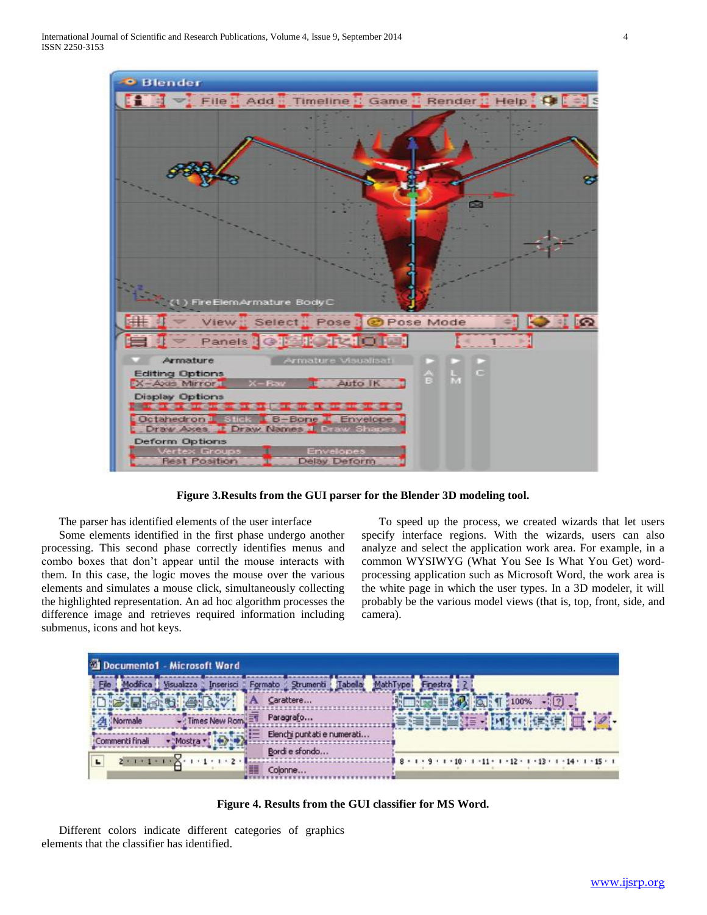**Figure 3.Results from the GUI parser for the Blender 3D modeling tool.**

The parser has identified elements of the user interface

Some elements identified in the first phase undergo another processing. This second phase correctly identifies menus and combo boxes that don't appear until the mouse interacts with them. In this case, the logic moves the mouse over the various elements and simulates a mouse click, simultaneously collecting the highlighted representation. An ad hoc algorithm processes the difference image and retrieves required information including submenus, icons and hot keys.

To speed up the process, we created wizards that let users specify interface regions. With the wizards, users can also analyze and select the application work area. For example, in a common WYSIWYG (What You See Is What You Get) word-processing application such as Microsoft Word, the work area is the white page in which the user types. In a 3D modeler, it will probably be the various model views (that is, top, front, side, and camera).

**Figure 4. Results from the GUI classifier for MS Word.**

Different colors indicate different categories of graphics elements that the classifier has identified.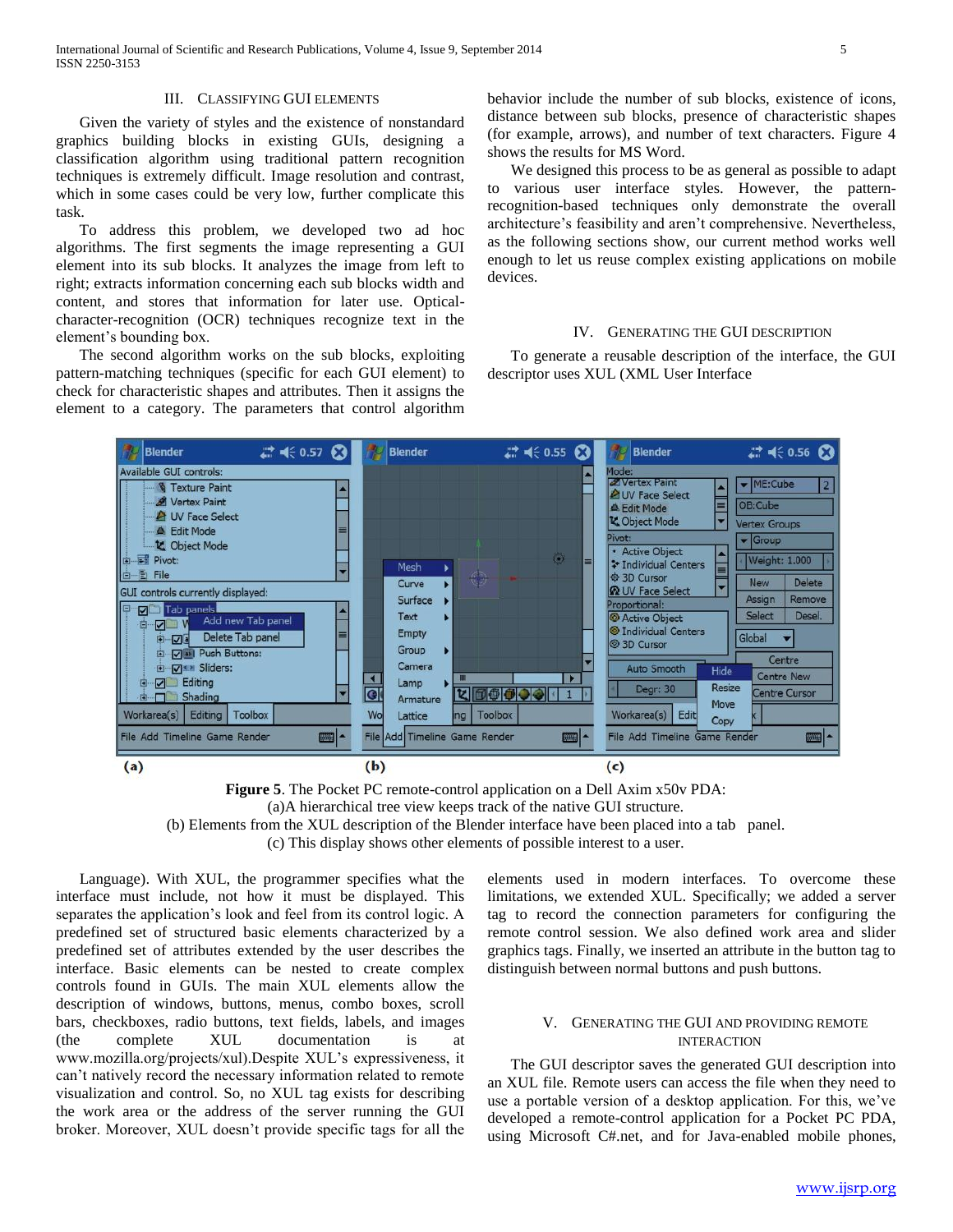## III. CLASSIFYING GUI ELEMENTS

Given the variety of styles and the existence of nonstandard graphics building blocks in existing GUIs, designing a classification algorithm using traditional pattern recognition techniques is extremely difficult. Image resolution and contrast, which in some cases could be very low, further complicate this task.

To address this problem, we developed two ad hoc algorithms. The first segments the image representing a GUI element into its sub blocks. It analyzes the image from left to right; extracts information concerning each sub blocks width and content, and stores that information for later use. Optical-character-recognition (OCR) techniques recognize text in the element's bounding box.

The second algorithm works on the sub blocks, exploiting pattern-matching techniques (specific for each GUI element) to check for characteristic shapes and attributes. Then it assigns the element to a category. The parameters that control algorithm behavior include the number of sub blocks, existence of icons, distance between sub blocks, presence of characteristic shapes (for example, arrows), and number of text characters. Figure 4 shows the results for MS Word.

We designed this process to be as general as possible to adapt to various user interface styles. However, the pattern-recognition-based techniques only demonstrate the overall architecture's feasibility and aren't comprehensive. Nevertheless, as the following sections show, our current method works well enough to let us reuse complex existing applications on mobile devices.

## IV. GENERATING THE GUI DESCRIPTION

To generate a reusable description of the interface, the GUI descriptor uses XUL (XML User Interface Language). With XUL, the programmer specifies what the interface must include, not how it must be displayed. This separates the application's look and feel from its control logic. A predefined set of structured basic elements characterized by a predefined set of attributes extended by the user describes the interface. Basic elements can be nested to create complex controls found in GUIs. The main XUL elements allow the description of windows, buttons, menus, combo boxes, scroll bars, checkboxes, radio buttons, text fields, labels, and images (the complete XUL documentation is at www.mozilla.org/projects/xul).Despite XUL's expressiveness, it can't natively record the necessary information related to remote visualization and control. So, no XUL tag exists for describing the work area or the address of the server running the GUI broker. Moreover, XUL doesn't provide specific tags for all the elements used in modern interfaces. To overcome these limitations, we extended XUL. Specifically; we added a server tag to record the connection parameters for configuring the remote control session. We also defined work area and slider graphics tags. Finally, we inserted an attribute in the button tag to distinguish between normal buttons and push buttons.

**Figure 5**. The Pocket PC remote-control application on a Dell Axim x50v PDA:
(a)A hierarchical tree view keeps track of the native GUI structure.
(b) Elements from the XUL description of the Blender interface have been placed into a tab panel.
(c) This display shows other elements of possible interest to a user.

## V. GENERATING THE GUI AND PROVIDING REMOTE INTERACTION

The GUI descriptor saves the generated GUI description into an XUL file. Remote users can access the file when they need to use a portable version of a desktop application. For this, we've developed a remote-control application for a Pocket PC PDA, using Microsoft C#.net, and for Java-enabled mobile phones,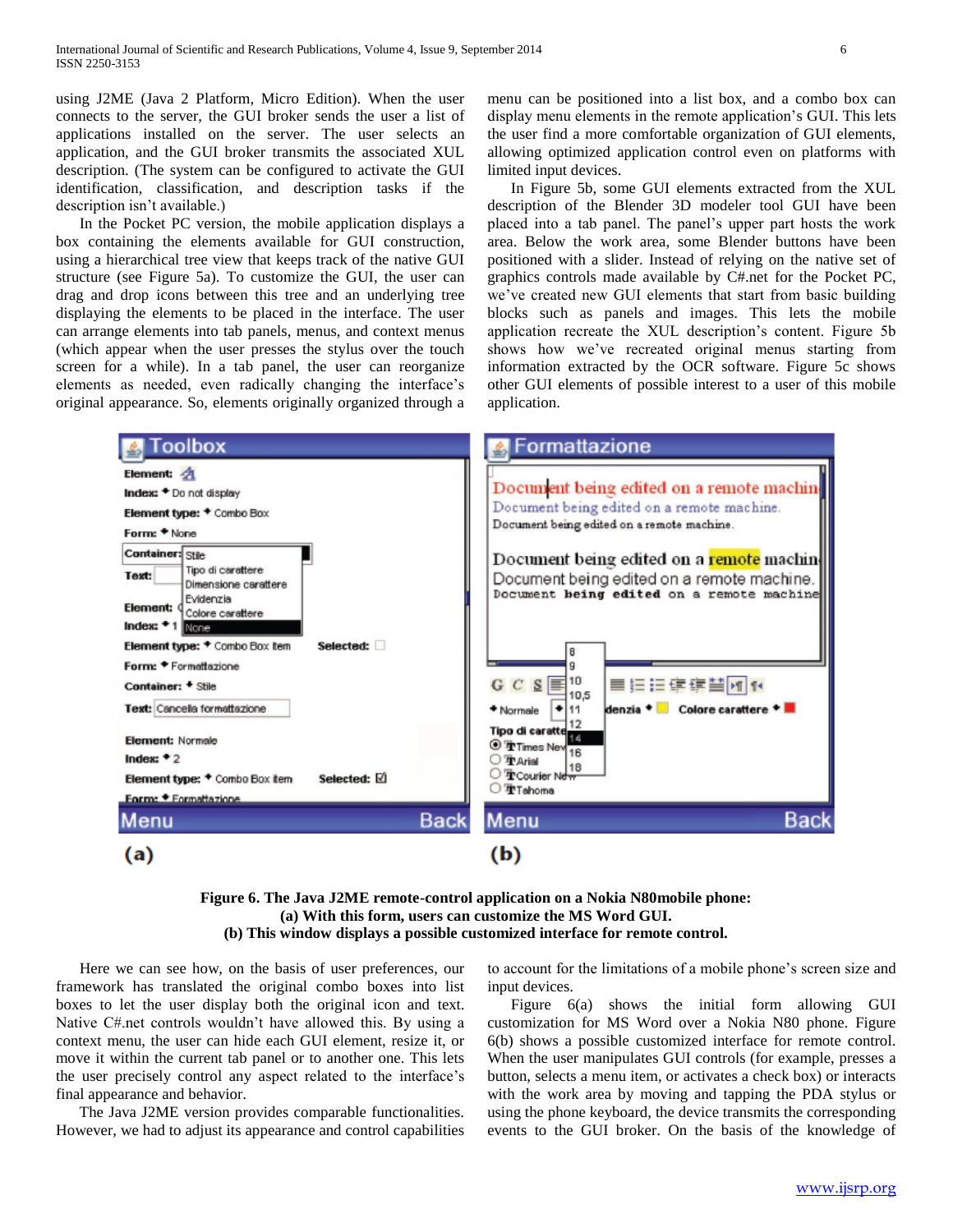using J2ME (Java 2 Platform, Micro Edition). When the user connects to the server, the GUI broker sends the user a list of applications installed on the server. The user selects an application, and the GUI broker transmits the associated XUL description. (The system can be configured to activate the GUI identification, classification, and description tasks if the description isn't available.)

In the Pocket PC version, the mobile application displays a box containing the elements available for GUI construction, using a hierarchical tree view that keeps track of the native GUI structure (see Figure 5a). To customize the GUI, the user can drag and drop icons between this tree and an underlying tree displaying the elements to be placed in the interface. The user can arrange elements into tab panels, menus, and context menus (which appear when the user presses the stylus over the touch screen for a while). In a tab panel, the user can reorganize elements as needed, even radically changing the interface's original appearance. So, elements originally organized through a menu can be positioned into a list box, and a combo box can display menu elements in the remote application's GUI. This lets the user find a more comfortable organization of GUI elements, allowing optimized application control even on platforms with limited input devices.

In Figure 5b, some GUI elements extracted from the XUL description of the Blender 3D modeler tool GUI have been placed into a tab panel. The panel's upper part hosts the work area. Below the work area, some Blender buttons have been positioned with a slider. Instead of relying on the native set of graphics controls made available by C#.net for the Pocket PC, we've created new GUI elements that start from basic building blocks such as panels and images. This lets the mobile application recreate the XUL description's content. Figure 5b shows how we've recreated original menus starting from information extracted by the OCR software. Figure 5c shows other GUI elements of possible interest to a user of this mobile application.

**Figure 6. The Java J2ME remote-control application on a Nokia N80mobile phone:**
**(a) With this form, users can customize the MS Word GUI.**
**(b) This window displays a possible customized interface for remote control.**

Here we can see how, on the basis of user preferences, our framework has translated the original combo boxes into list boxes to let the user display both the original icon and text. Native C#.net controls wouldn't have allowed this. By using a context menu, the user can hide each GUI element, resize it, or move it within the current tab panel or to another one. This lets the user precisely control any aspect related to the interface's final appearance and behavior.

The Java J2ME version provides comparable functionalities. However, we had to adjust its appearance and control capabilities to account for the limitations of a mobile phone's screen size and input devices.

Figure 6(a) shows the initial form allowing GUI customization for MS Word over a Nokia N80 phone. Figure 6(b) shows a possible customized interface for remote control. When the user manipulates GUI controls (for example, presses a button, selects a menu item, or activates a check box) or interacts with the work area by moving and tapping the PDA stylus or using the phone keyboard, the device transmits the corresponding events to the GUI broker. On the basis of the knowledge of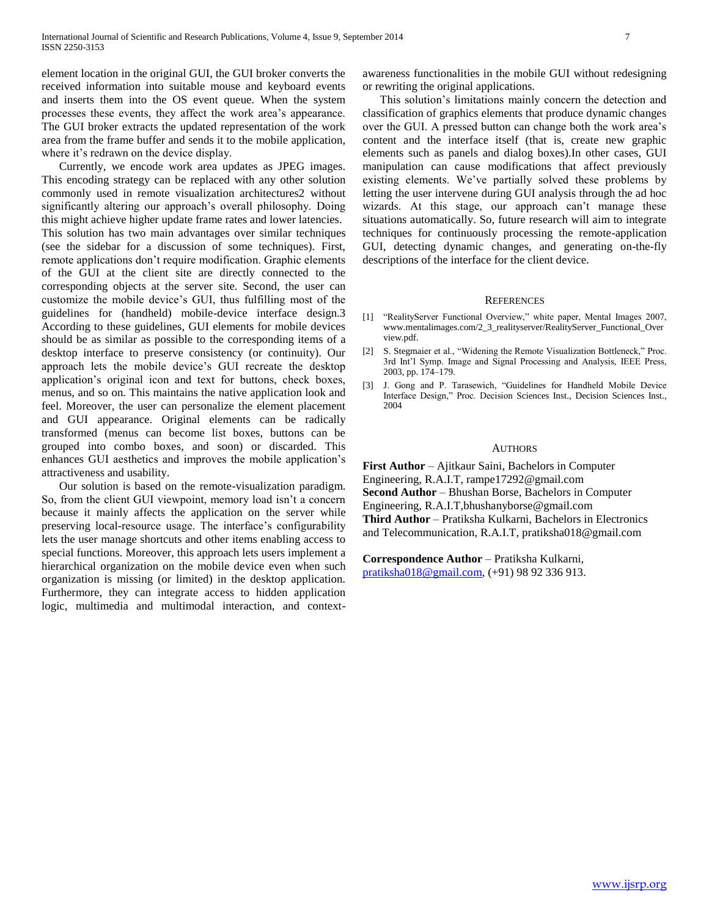element location in the original GUI, the GUI broker converts the received information into suitable mouse and keyboard events and inserts them into the OS event queue. When the system processes these events, they affect the work area's appearance. The GUI broker extracts the updated representation of the work area from the frame buffer and sends it to the mobile application, where it's redrawn on the device display.

Currently, we encode work area updates as JPEG images. This encoding strategy can be replaced with any other solution commonly used in remote visualization architectures2 without significantly altering our approach's overall philosophy. Doing this might achieve higher update frame rates and lower latencies. This solution has two main advantages over similar techniques (see the sidebar for a discussion of some techniques). First, remote applications don't require modification. Graphic elements of the GUI at the client site are directly connected to the corresponding objects at the server site. Second, the user can customize the mobile device's GUI, thus fulfilling most of the guidelines for (handheld) mobile-device interface design.3 According to these guidelines, GUI elements for mobile devices should be as similar as possible to the corresponding items of a desktop interface to preserve consistency (or continuity). Our approach lets the mobile device's GUI recreate the desktop application's original icon and text for buttons, check boxes, menus, and so on. This maintains the native application look and feel. Moreover, the user can personalize the element placement and GUI appearance. Original elements can be radically transformed (menus can become list boxes, buttons can be grouped into combo boxes, and soon) or discarded. This enhances GUI aesthetics and improves the mobile application's attractiveness and usability.

Our solution is based on the remote-visualization paradigm. So, from the client GUI viewpoint, memory load isn't a concern because it mainly affects the application on the server while preserving local-resource usage. The interface's configurability lets the user manage shortcuts and other items enabling access to special functions. Moreover, this approach lets users implement a hierarchical organization on the mobile device even when such organization is missing (or limited) in the desktop application. Furthermore, they can integrate access to hidden application logic, multimedia and multimodal interaction, and context-awareness functionalities in the mobile GUI without redesigning or rewriting the original applications.

This solution's limitations mainly concern the detection and classification of graphics elements that produce dynamic changes over the GUI. A pressed button can change both the work area's content and the interface itself (that is, create new graphic elements such as panels and dialog boxes).In other cases, GUI manipulation can cause modifications that affect previously existing elements. We've partially solved these problems by letting the user intervene during GUI analysis through the ad hoc wizards. At this stage, our approach can't manage these situations automatically. So, future research will aim to integrate techniques for continuously processing the remote-application GUI, detecting dynamic changes, and generating on-the-fly descriptions of the interface for the client device.

## References

[1] "RealityServer Functional Overview," white paper, Mental Images 2007, www.mentalimages.com/2_3_realityserver/RealityServer_Functional_Overview.pdf.

[2] S. Stegmaier et al., "Widening the Remote Visualization Bottleneck," Proc. 3rd Int'l Symp. Image and Signal Processing and Analysis, IEEE Press, 2003, pp. 174–179.

[3] J. Gong and P. Tarasewich, "Guidelines for Handheld Mobile Device Interface Design," Proc. Decision Sciences Inst., Decision Sciences Inst., 2004

## Authors

**First Author** – Ajitkaur Saini, Bachelors in Computer Engineering, R.A.I.T, rampe17292@gmail.com

**Second Author** – Bhushan Borse, Bachelors in Computer Engineering, R.A.I.T,bhushanyborse@gmail.com

**Third Author** – Pratiksha Kulkarni, Bachelors in Electronics and Telecommunication, R.A.I.T, pratiksha018@gmail.com

**Correspondence Author** – Pratiksha Kulkarni, pratiksha018@gmail.com, (+91) 98 92 336 913.